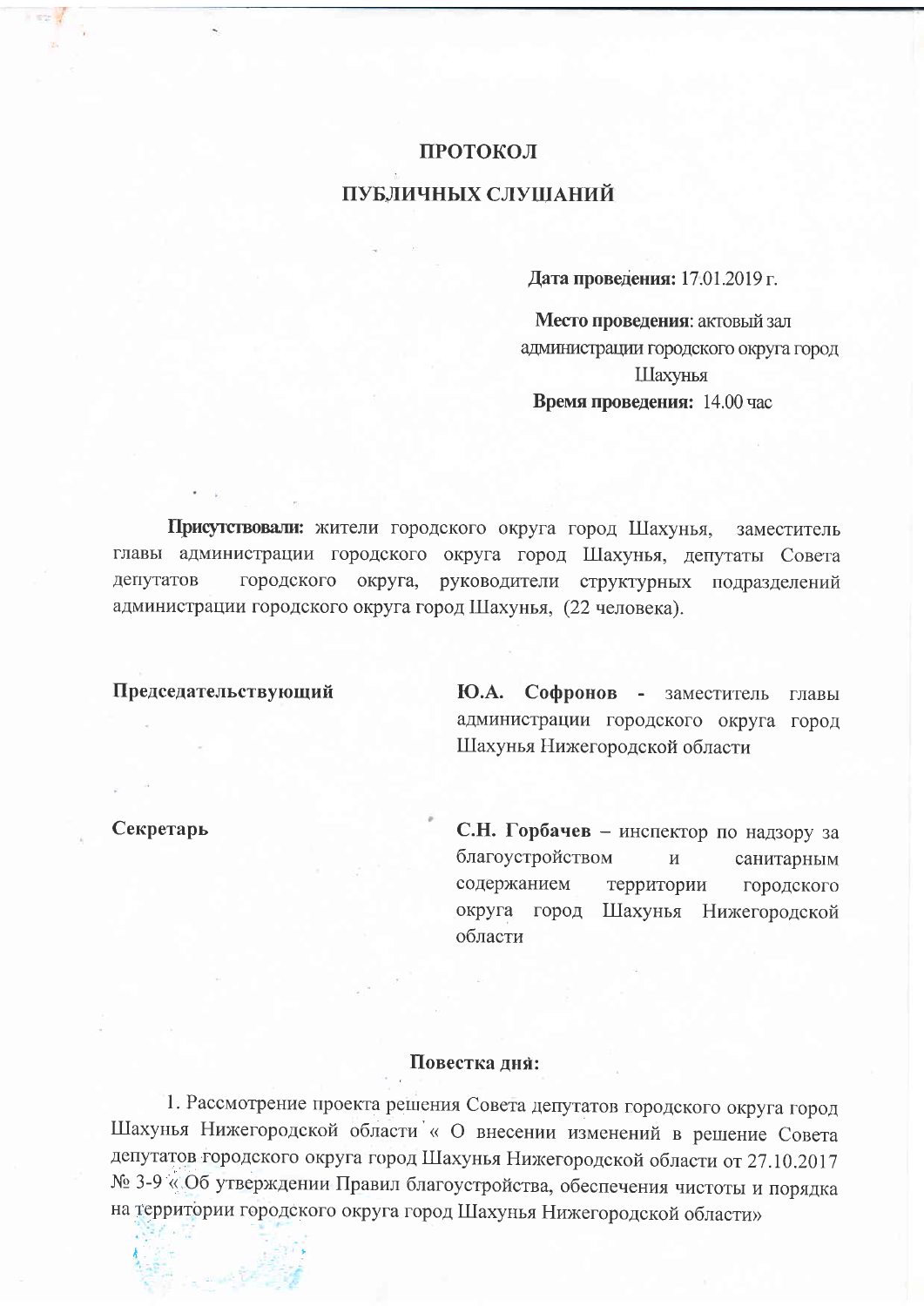# ПРОТОКОЛ

## ПУБЛИЧНЫХ СЛУШАНИЙ

**Дата проведения:** 17.01.2019 г.

**Место проведения**: актовый зал администрации городского округа город Шахунья

**Время проведения:** 14.00 час

**Присутствовали:** жители городского округа город Шахунья, заместитель главы администрации городского округа город Шахунья, депутаты Совета депутатов городского округа, руководители структурных подразделений администрации городского округа город Шахунья, (22 человека).

**Председательствующий** — **Ю.А. Софронов** - заместитель главы администрации городского округа город Шахунья Нижегородской области

**Секретарь** — **С.Н. Горбачев** – инспектор по надзору за благоустройством и санитарным содержанием территории городского округа город Шахунья Нижегородской области

### Повестка дня:

1. Рассмотрение проекта решения Совета депутатов городского округа город Шахунья Нижегородской области « О внесении изменений в решение Совета депутатов городского округа город Шахунья Нижегородской области от 27.10.2017 № 3-9 « Об утверждении Правил благоустройства, обеспечения чистоты и порядка на территории городского округа город Шахунья Нижегородской области»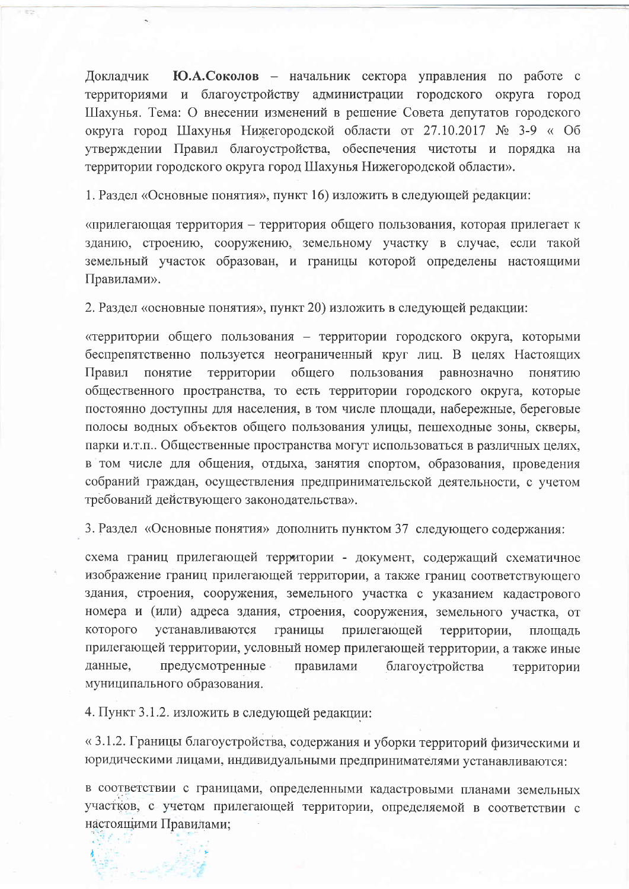Докладчик **Ю.А.Соколов** – начальник сектора управления по работе с территориями и благоустройству администрации городского округа город Шахунья. Тема: О внесении изменений в решение Совета депутатов городского округа город Шахунья Нижегородской области от 27.10.2017 № 3-9 « Об утверждении Правил благоустройства, обеспечения чистоты и порядка на территории городского округа город Шахунья Нижегородской области».

1. Раздел «Основные понятия», пункт 16) изложить в следующей редакции:

«прилегающая территория – территория общего пользования, которая прилегает к зданию, строению, сооружению, земельному участку в случае, если такой земельный участок образован, и границы которой определены настоящими Правилами».

2. Раздел «основные понятия», пункт 20) изложить в следующей редакции:

«территории общего пользования – территории городского округа, которыми беспрепятственно пользуется неограниченный круг лиц. В целях Настоящих Правил понятие территории общего пользования равнозначно понятию общественного пространства, то есть территории городского округа, которые постоянно доступны для населения, в том числе площади, набережные, береговые полосы водных объектов общего пользования улицы, пешеходные зоны, скверы, парки и.т.п.. Общественные пространства могут использоваться в различных целях, в том числе для общения, отдыха, занятия спортом, образования, проведения собраний граждан, осуществления предпринимательской деятельности, с учетом требований действующего законодательства».

3. Раздел «Основные понятия» дополнить пунктом 37 следующего содержания:

схема границ прилегающей территории - документ, содержащий схематичное изображение границ прилегающей территории, а также границ соответствующего здания, строения, сооружения, земельного участка с указанием кадастрового номера и (или) адреса здания, строения, сооружения, земельного участка, от которого устанавливаются границы прилегающей территории, площадь прилегающей территории, условный номер прилегающей территории, а также иные данные, предусмотренные правилами благоустройства территории муниципального образования.

4. Пункт 3.1.2. изложить в следующей редакции:

« 3.1.2. Границы благоустройства, содержания и уборки территорий физическими и юридическими лицами, индивидуальными предпринимателями устанавливаются:

в соответствии с границами, определенными кадастровыми планами земельных участков, с учетом прилегающей территории, определяемой в соответствии с настоящими Правилами;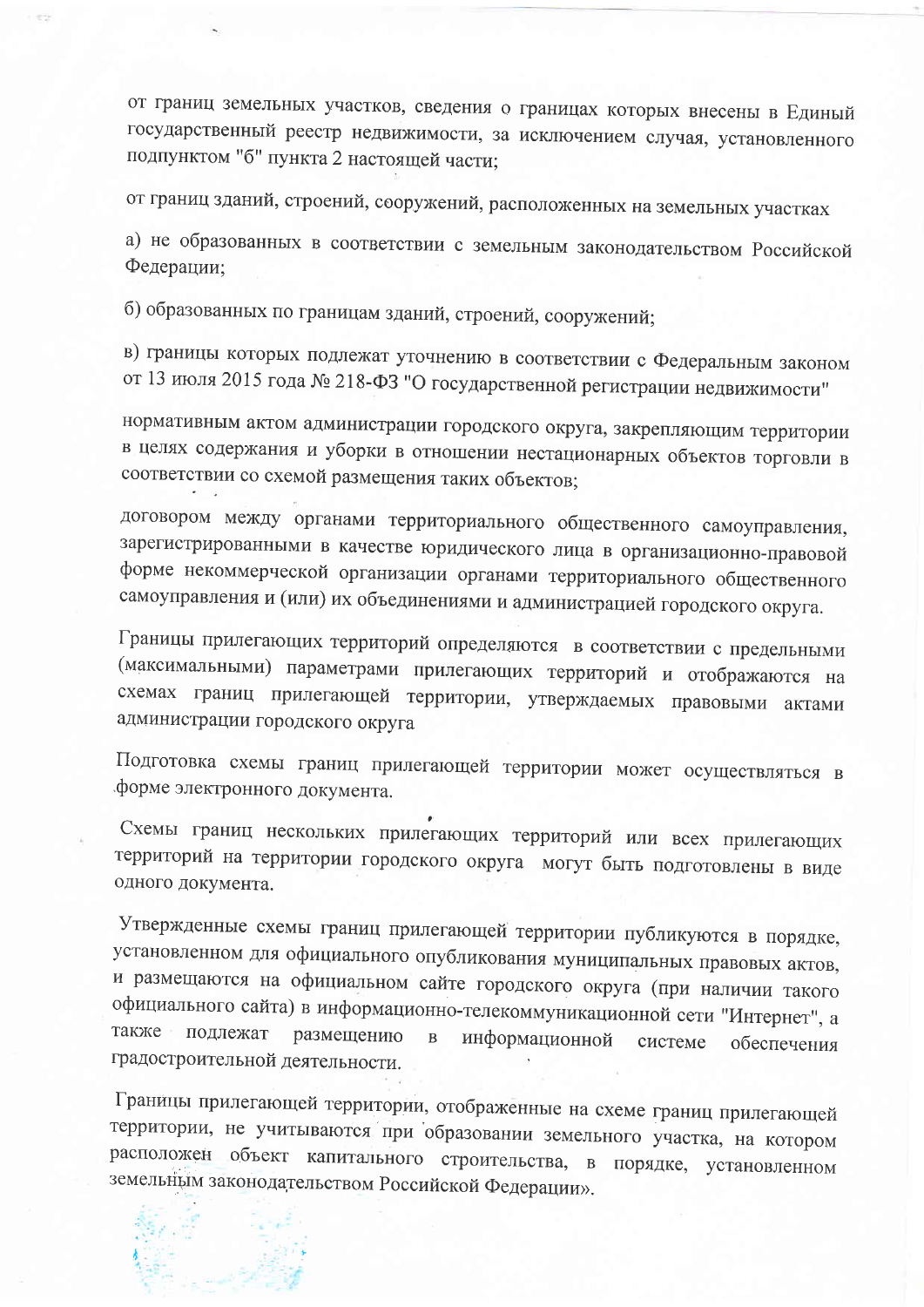от границ земельных участков, сведения о границах которых внесены в Единый государственный реестр недвижимости, за исключением случая, установленного подпунктом "б" пункта 2 настоящей части;

от границ зданий, строений, сооружений, расположенных на земельных участках

а) не образованных в соответствии с земельным законодательством Российской Федерации;

б) образованных по границам зданий, строений, сооружений;

в) границы которых подлежат уточнению в соответствии с Федеральным законом от 13 июля 2015 года № 218-ФЗ "О государственной регистрации недвижимости"

нормативным актом администрации городского округа, закрепляющим территории в целях содержания и уборки в отношении нестационарных объектов торговли в соответствии со схемой размещения таких объектов;

договором между органами территориального общественного самоуправления, зарегистрированными в качестве юридического лица в организационно-правовой форме некоммерческой организации органами территориального общественного самоуправления и (или) их объединениями и администрацией городского округа.

Границы прилегающих территорий определяются в соответствии с предельными (максимальными) параметрами прилегающих территорий и отображаются на схемах границ прилегающей территории, утверждаемых правовыми актами администрации городского округа

Подготовка схемы границ прилегающей территории может осуществляться в форме электронного документа.

Схемы границ нескольких прилегающих территорий или всех прилегающих территорий на территории городского округа могут быть подготовлены в виде одного документа.

Утвержденные схемы границ прилегающей территории публикуются в порядке, установленном для официального опубликования муниципальных правовых актов, и размещаются на официальном сайте городского округа (при наличии такого официального сайта) в информационно-телекоммуникационной сети "Интернет", а также подлежат размещению в информационной системе обеспечения градостроительной деятельности.

Границы прилегающей территории, отображенные на схеме границ прилегающей территории, не учитываются при образовании земельного участка, на котором расположен объект капитального строительства, в порядке, установленном земельным законодательством Российской Федерации».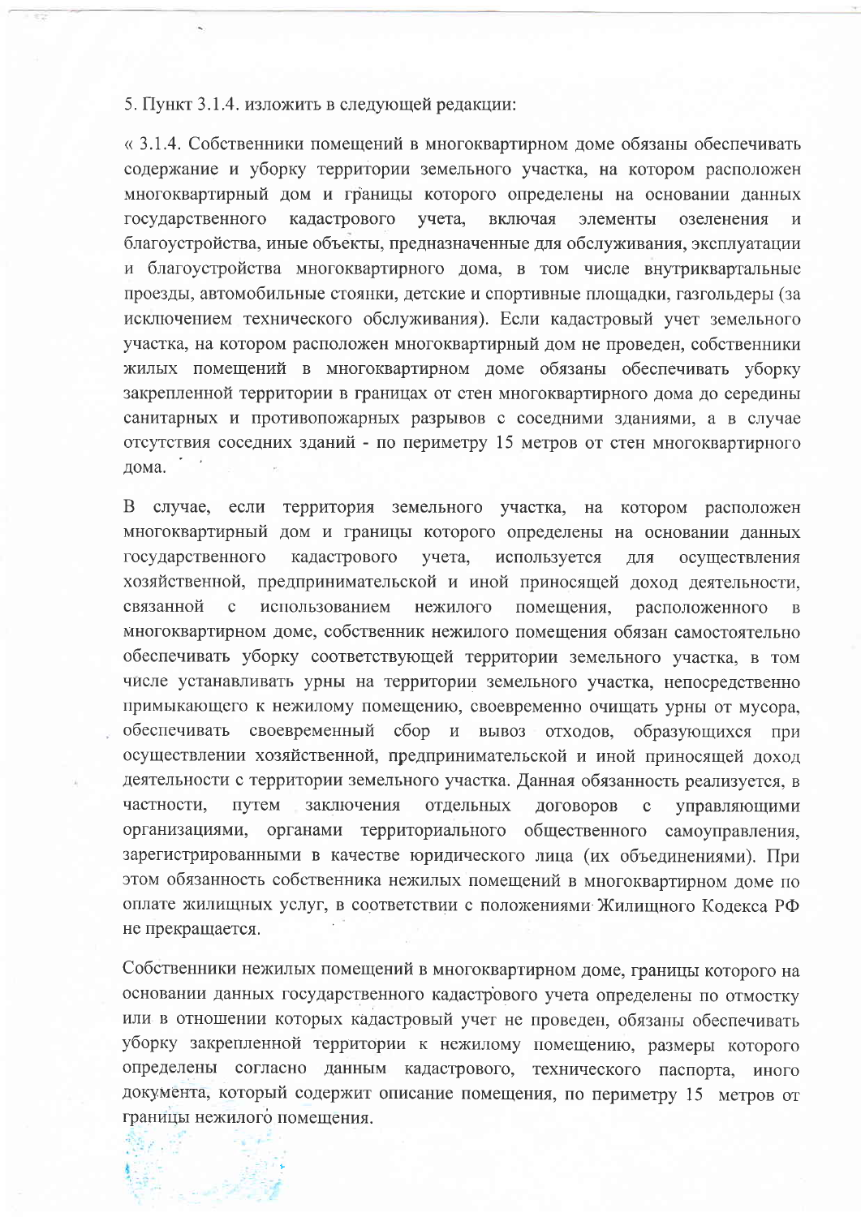5. Пункт 3.1.4. изложить в следующей редакции:

« 3.1.4. Собственники помещений в многоквартирном доме обязаны обеспечивать содержание и уборку территории земельного участка, на котором расположен многоквартирный дом и границы которого определены на основании данных государственного кадастрового учета, включая элементы озеленения и благоустройства, иные объекты, предназначенные для обслуживания, эксплуатации и благоустройства многоквартирного дома, в том числе внутриквартальные проезды, автомобильные стоянки, детские и спортивные площадки, газгольдеры (за исключением технического обслуживания). Если кадастровый учет земельного участка, на котором расположен многоквартирный дом не проведен, собственники жилых помещений в многоквартирном доме обязаны обеспечивать уборку закрепленной территории в границах от стен многоквартирного дома до середины санитарных и противопожарных разрывов с соседними зданиями, а в случае отсутствия соседних зданий - по периметру 15 метров от стен многоквартирного дома.

В случае, если территория земельного участка, на котором расположен многоквартирный дом и границы которого определены на основании данных государственного кадастрового учета, используется для осуществления хозяйственной, предпринимательской и иной приносящей доход деятельности, связанной с использованием нежилого помещения, расположенного в многоквартирном доме, собственник нежилого помещения обязан самостоятельно обеспечивать уборку соответствующей территории земельного участка, в том числе устанавливать урны на территории земельного участка, непосредственно примыкающего к нежилому помещению, своевременно очищать урны от мусора, обеспечивать своевременный сбор и вывоз отходов, образующихся при осуществлении хозяйственной, предпринимательской и иной приносящей доход деятельности с территории земельного участка. Данная обязанность реализуется, в частности, путем заключения отдельных договоров с управляющими организациями, органами территориального общественного самоуправления, зарегистрированными в качестве юридического лица (их объединениями). При этом обязанность собственника нежилых помещений в многоквартирном доме по оплате жилищных услуг, в соответствии с положениями Жилищного Кодекса РФ не прекращается.

Собственники нежилых помещений в многоквартирном доме, границы которого на основании данных государственного кадастрового учета определены по отмостку или в отношении которых кадастровый учет не проведен, обязаны обеспечивать уборку закрепленной территории к нежилому помещению, размеры которого определены согласно данным кадастрового, технического паспорта, иного документа, который содержит описание помещения, по периметру 15 метров от границы нежилого помещения.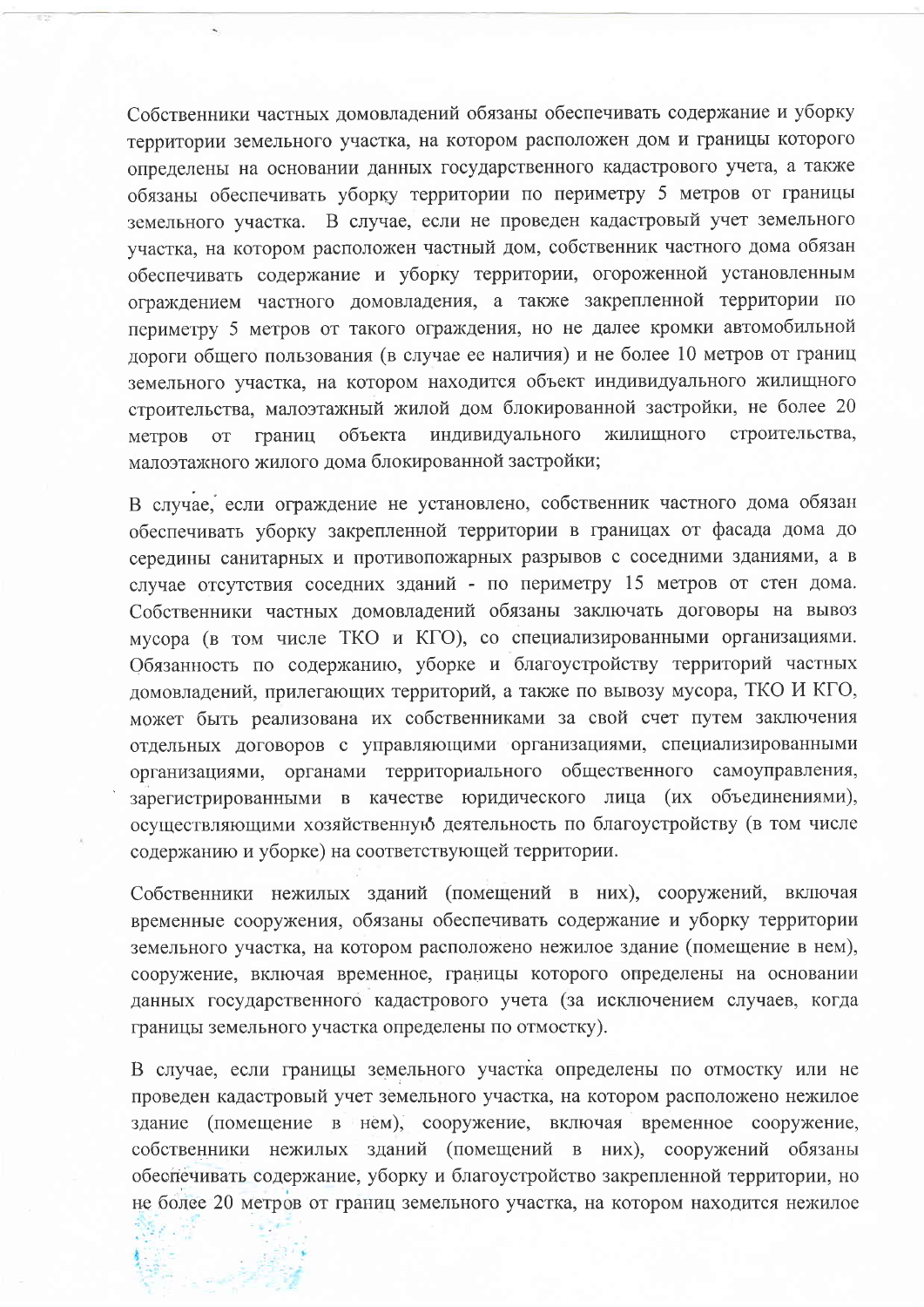Собственники частных домовладений обязаны обеспечивать содержание и уборку территории земельного участка, на котором расположен дом и границы которого определены на основании данных государственного кадастрового учета, а также обязаны обеспечивать уборку территории по периметру 5 метров от границы земельного участка. В случае, если не проведен кадастровый учет земельного участка, на котором расположен частный дом, собственник частного дома обязан обеспечивать содержание и уборку территории, огороженной установленным ограждением частного домовладения, а также закрепленной территории по периметру 5 метров от такого ограждения, но не далее кромки автомобильной дороги общего пользования (в случае ее наличия) и не более 10 метров от границ земельного участка, на котором находится объект индивидуального жилищного строительства, малоэтажный жилой дом блокированной застройки, не более 20 метров от границ объекта индивидуального жилищного строительства, малоэтажного жилого дома блокированной застройки;

В случае, если ограждение не установлено, собственник частного дома обязан обеспечивать уборку закрепленной территории в границах от фасада дома до середины санитарных и противопожарных разрывов с соседними зданиями, а в случае отсутствия соседних зданий - по периметру 15 метров от стен дома. Собственники частных домовладений обязаны заключать договоры на вывоз мусора (в том числе ТКО и КГО), со специализированными организациями. Обязанность по содержанию, уборке и благоустройству территорий частных домовладений, прилегающих территорий, а также по вывозу мусора, ТКО И КГО, может быть реализована их собственниками за свой счет путем заключения отдельных договоров с управляющими организациями, специализированными организациями, органами территориального общественного самоуправления, зарегистрированными в качестве юридического лица (их объединениями), осуществляющими хозяйственную деятельность по благоустройству (в том числе содержанию и уборке) на соответствующей территории.

Собственники нежилых зданий (помещений в них), сооружений, включая временные сооружения, обязаны обеспечивать содержание и уборку территории земельного участка, на котором расположено нежилое здание (помещение в нем), сооружение, включая временное, границы которого определены на основании данных государственного кадастрового учета (за исключением случаев, когда границы земельного участка определены по отмостку).

В случае, если границы земельного участка определены по отмостку или не проведен кадастровый учет земельного участка, на котором расположено нежилое здание (помещение в нем), сооружение, включая временное сооружение, собственники нежилых зданий (помещений в них), сооружений обязаны обеспечивать содержание, уборку и благоустройство закрепленной территории, но не более 20 метров от границ земельного участка, на котором находится нежилое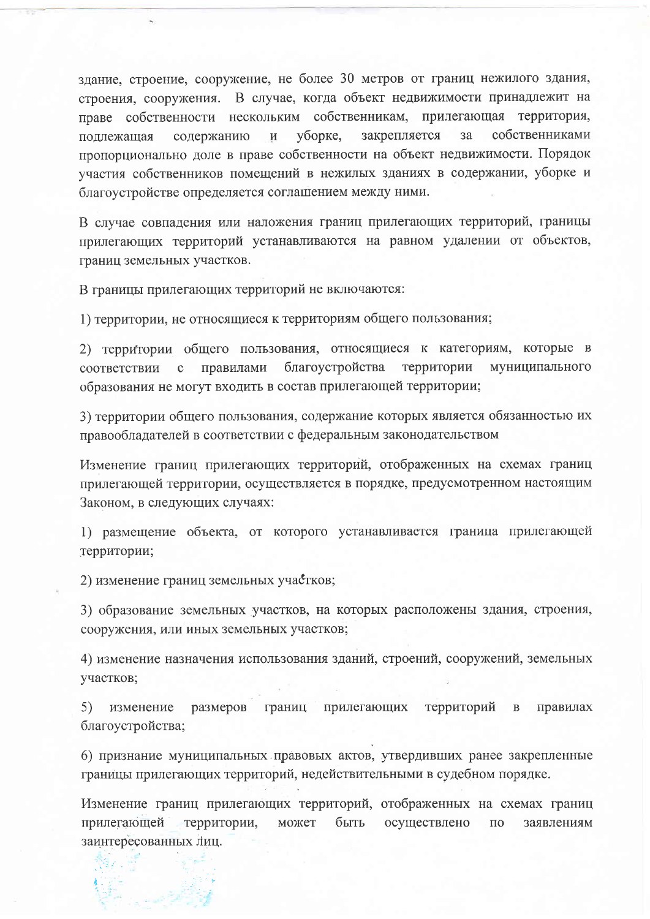здание, строение, сооружение, не более 30 метров от границ нежилого здания, строения, сооружения. В случае, когда объект недвижимости принадлежит на праве собственности нескольким собственникам, прилегающая территория, подлежащая содержанию и уборке, закрепляется за собственниками пропорционально доле в праве собственности на объект недвижимости. Порядок участия собственников помещений в нежилых зданиях в содержании, уборке и благоустройстве определяется соглашением между ними.

В случае совпадения или наложения границ прилегающих территорий, границы прилегающих территорий устанавливаются на равном удалении от объектов, границ земельных участков.

В границы прилегающих территорий не включаются:

1) территории, не относящиеся к территориям общего пользования;

2) территории общего пользования, относящиеся к категориям, которые в соответствии с правилами благоустройства территории муниципального образования не могут входить в состав прилегающей территории;

3) территории общего пользования, содержание которых является обязанностью их правообладателей в соответствии с федеральным законодательством

Изменение границ прилегающих территорий, отображенных на схемах границ прилегающей территории, осуществляется в порядке, предусмотренном настоящим Законом, в следующих случаях:

1) размещение объекта, от которого устанавливается граница прилегающей территории;

2) изменение границ земельных участков;

3) образование земельных участков, на которых расположены здания, строения, сооружения, или иных земельных участков;

4) изменение назначения использования зданий, строений, сооружений, земельных участков;

5) изменение размеров границ прилегающих территорий в правилах благоустройства;

6) признание муниципальных правовых актов, утвердивших ранее закрепленные границы прилегающих территорий, недействительными в судебном порядке.

Изменение границ прилегающих территорий, отображенных на схемах границ прилегающей территории, может быть осуществлено по заявлениям заинтересованных лиц.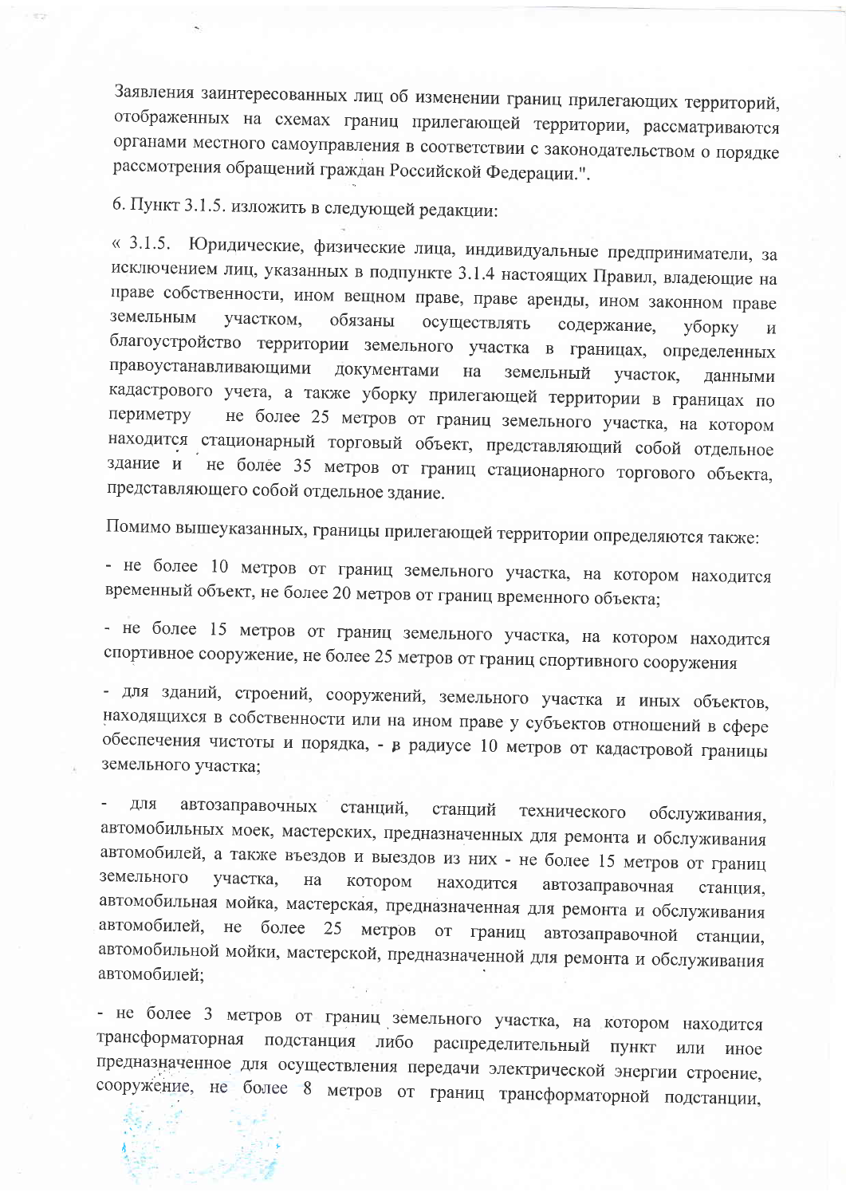Заявления заинтересованных лиц об изменении границ прилегающих территорий, отображенных на схемах границ прилегающей территории, рассматриваются органами местного самоуправления в соответствии с законодательством о порядке рассмотрения обращений граждан Российской Федерации.".

6. Пункт 3.1.5. изложить в следующей редакции:

« 3.1.5. Юридические, физические лица, индивидуальные предприниматели, за исключением лиц, указанных в подпункте 3.1.4 настоящих Правил, владеющие на праве собственности, ином вещном праве, праве аренды, ином законном праве земельным участком, обязаны осуществлять содержание, уборку и благоустройство территории земельного участка в границах, определенных правоустанавливающими документами на земельный участок, данными кадастрового учета, а также уборку прилегающей территории в границах по периметру не более 25 метров от границ земельного участка, на котором находится стационарный торговый объект, представляющий собой отдельное здание и не более 35 метров от границ стационарного торгового объекта, представляющего собой отдельное здание.

Помимо вышеуказанных, границы прилегающей территории определяются также:

- не более 10 метров от границ земельного участка, на котором находится временный объект, не более 20 метров от границ временного объекта;

- не более 15 метров от границ земельного участка, на котором находится спортивное сооружение, не более 25 метров от границ спортивного сооружения

- для зданий, строений, сооружений, земельного участка и иных объектов, находящихся в собственности или на ином праве у субъектов отношений в сфере обеспечения чистоты и порядка, - в радиусе 10 метров от кадастровой границы земельного участка;

- для автозаправочных станций, станций технического обслуживания, автомобильных моек, мастерских, предназначенных для ремонта и обслуживания автомобилей, а также въездов и выездов из них - не более 15 метров от границ земельного участка, на котором находится автозаправочная станция, автомобильная мойка, мастерская, предназначенная для ремонта и обслуживания автомобилей, не более 25 метров от границ автозаправочной станции, автомобильной мойки, мастерской, предназначенной для ремонта и обслуживания автомобилей;

- не более 3 метров от границ земельного участка, на котором находится трансформаторная подстанция либо распределительный пункт или иное предназначенное для осуществления передачи электрической энергии строение, сооружение, не более 8 метров от границ трансформаторной подстанции,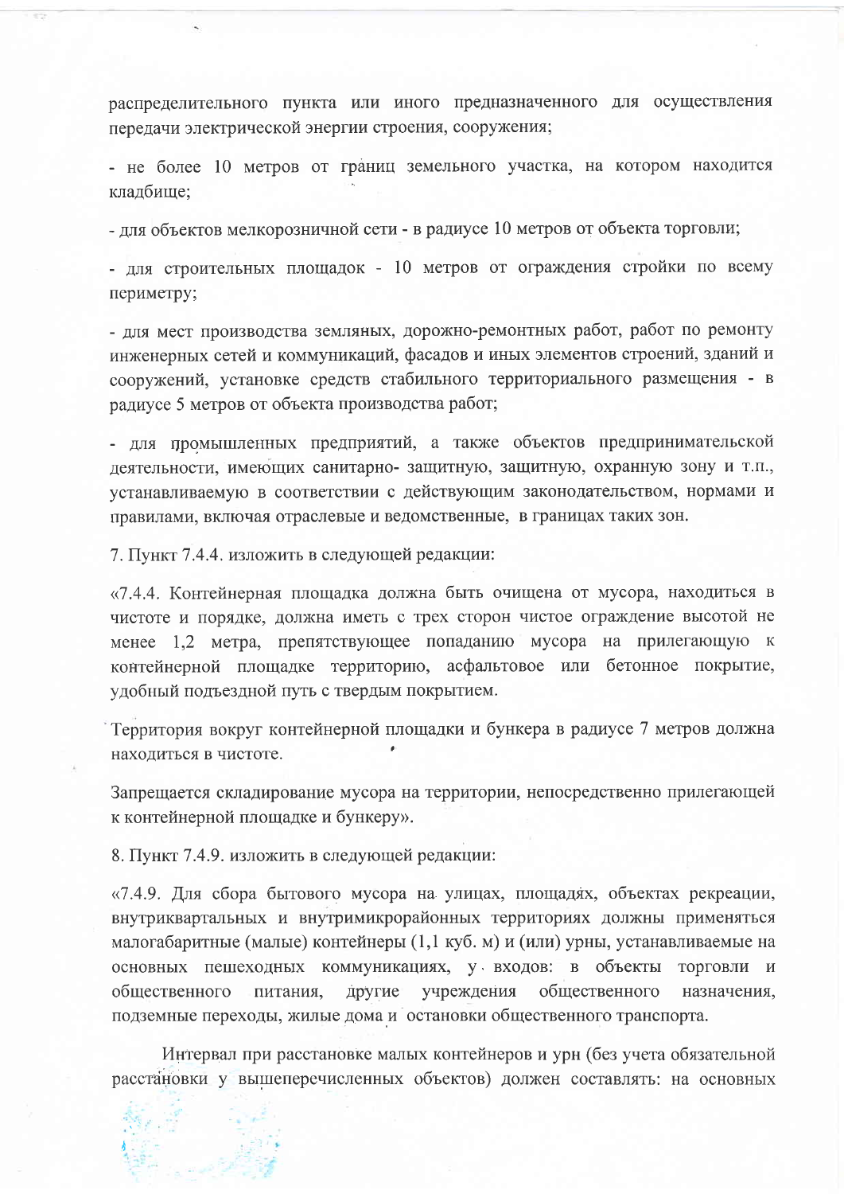распределительного пункта или иного предназначенного для осуществления передачи электрической энергии строения, сооружения;

- не более 10 метров от границ земельного участка, на котором находится кладбище;

- для объектов мелкорозничной сети - в радиусе 10 метров от объекта торговли;

- для строительных площадок - 10 метров от ограждения стройки по всему периметру;

- для мест производства земляных, дорожно-ремонтных работ, работ по ремонту инженерных сетей и коммуникаций, фасадов и иных элементов строений, зданий и сооружений, установке средств стабильного территориального размещения - в радиусе 5 метров от объекта производства работ;

- для промышленных предприятий, а также объектов предпринимательской деятельности, имеющих санитарно- защитную, защитную, охранную зону и т.п., устанавливаемую в соответствии с действующим законодательством, нормами и правилами, включая отраслевые и ведомственные, в границах таких зон.

7. Пункт 7.4.4. изложить в следующей редакции:

«7.4.4. Контейнерная площадка должна быть очищена от мусора, находиться в чистоте и порядке, должна иметь с трех сторон чистое ограждение высотой не менее 1,2 метра, препятствующее попаданию мусора на прилегающую к контейнерной площадке территорию, асфальтовое или бетонное покрытие, удобный подъездной путь с твердым покрытием.

Территория вокруг контейнерной площадки и бункера в радиусе 7 метров должна находиться в чистоте.

Запрещается складирование мусора на территории, непосредственно прилегающей к контейнерной площадке и бункеру».

8. Пункт 7.4.9. изложить в следующей редакции:

«7.4.9. Для сбора бытового мусора на улицах, площадях, объектах рекреации, внутриквартальных и внутримикрорайонных территориях должны применяться малогабаритные (малые) контейнеры (1,1 куб. м) и (или) урны, устанавливаемые на основных пешеходных коммуникациях, у входов: в объекты торговли и общественного питания, другие учреждения общественного назначения, подземные переходы, жилые дома и остановки общественного транспорта.

Интервал при расстановке малых контейнеров и урн (без учета обязательной расстановки у вышеперечисленных объектов) должен составлять: на основных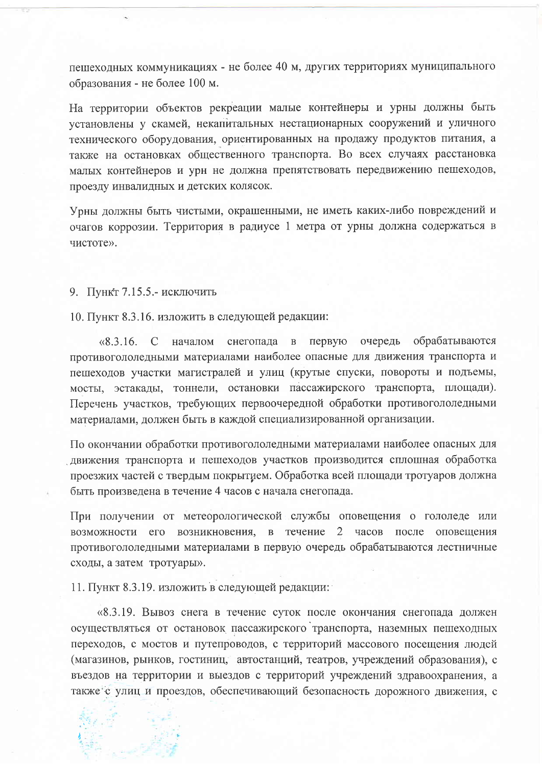пешеходных коммуникациях - не более 40 м, других территориях муниципального образования - не более 100 м.

На территории объектов рекреации малые контейнеры и урны должны быть установлены у скамей, некапитальных нестационарных сооружений и уличного технического оборудования, ориентированных на продажу продуктов питания, а также на остановках общественного транспорта. Во всех случаях расстановка малых контейнеров и урн не должна препятствовать передвижению пешеходов, проезду инвалидных и детских колясок.

Урны должны быть чистыми, окрашенными, не иметь каких-либо повреждений и очагов коррозии. Территория в радиусе 1 метра от урны должна содержаться в чистоте».

9. Пункт 7.15.5.- исключить

10. Пункт 8.3.16. изложить в следующей редакции:

«8.3.16. С началом снегопада в первую очередь обрабатываются противогололедными материалами наиболее опасные для движения транспорта и пешеходов участки магистралей и улиц (крутые спуски, повороты и подъемы, мосты, эстакады, тоннели, остановки пассажирского транспорта, площади). Перечень участков, требующих первоочередной обработки противогололедными материалами, должен быть в каждой специализированной организации.

По окончании обработки противогололедными материалами наиболее опасных для движения транспорта и пешеходов участков производится сплошная обработка проезжих частей с твердым покрытием. Обработка всей площади тротуаров должна быть произведена в течение 4 часов с начала снегопада.

При получении от метеорологической службы оповещения о гололеде или возможности его возникновения, в течение 2 часов после оповещения противогололедными материалами в первую очередь обрабатываются лестничные сходы, а затем тротуары».

11. Пункт 8.3.19. изложить в следующей редакции:

«8.3.19. Вывоз снега в течение суток после окончания снегопада должен осуществляться от остановок пассажирского транспорта, наземных пешеходных переходов, с мостов и путепроводов, с территорий массового посещения людей (магазинов, рынков, гостиниц, автостанций, театров, учреждений образования), с въездов на территории и выездов с территорий учреждений здравоохранения, а также с улиц и проездов, обеспечивающий безопасность дорожного движения, с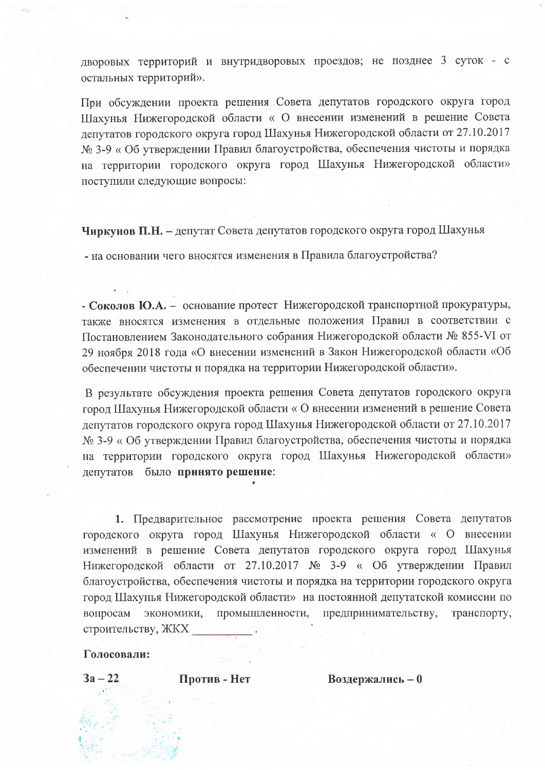дворовых территорий и внутридворовых проездов; не позднее 3 суток - с остальных территорий».

При обсуждении проекта решения Совета депутатов городского округа город Шахунья Нижегородской области « О внесении изменений в решение Совета депутатов городского округа город Шахунья Нижегородской области от 27.10.2017 № 3-9 « Об утверждении Правил благоустройства, обеспечения чистоты и порядка на территории городского округа город Шахунья Нижегородской области» поступили следующие вопросы:

**Чиркунов П.Н. –** депутат Совета депутатов городского округа город Шахунья

- на основании чего вносятся изменения в Правила благоустройства?

- **Соколов Ю.А.** – основание протест Нижегородской транспортной прокуратуры, также вносятся изменения в отдельные положения Правил в соответствии с Постановлением Законодательного собрания Нижегородской области № 855-VI от 29 ноября 2018 года «О внесении изменений в Закон Нижегородской области «Об обеспечении чистоты и порядка на территории Нижегородской области».

В результате обсуждения проекта решения Совета депутатов городского округа город Шахунья Нижегородской области « О внесении изменений в решение Совета депутатов городского округа город Шахунья Нижегородской области от 27.10.2017 № 3-9 « Об утверждении Правил благоустройства, обеспечения чистоты и порядка на территории городского округа город Шахунья Нижегородской области» депутатов было **принято решение**:

**1.** Предварительное рассмотрение проекта решения Совета депутатов городского округа город Шахунья Нижегородской области « О внесении изменений в решение Совета депутатов городского округа город Шахунья Нижегородской области от 27.10.2017 № 3-9 « Об утверждении Правил благоустройства, обеспечения чистоты и порядка на территории городского округа город Шахунья Нижегородской области» на постоянной депутатской комиссии по вопросам экономики, промышленности, предпринимательству, транспорту, строительству, ЖКХ ________ .

**Голосовали:**

**За – 22** **Против - Нет** **Воздержались – 0**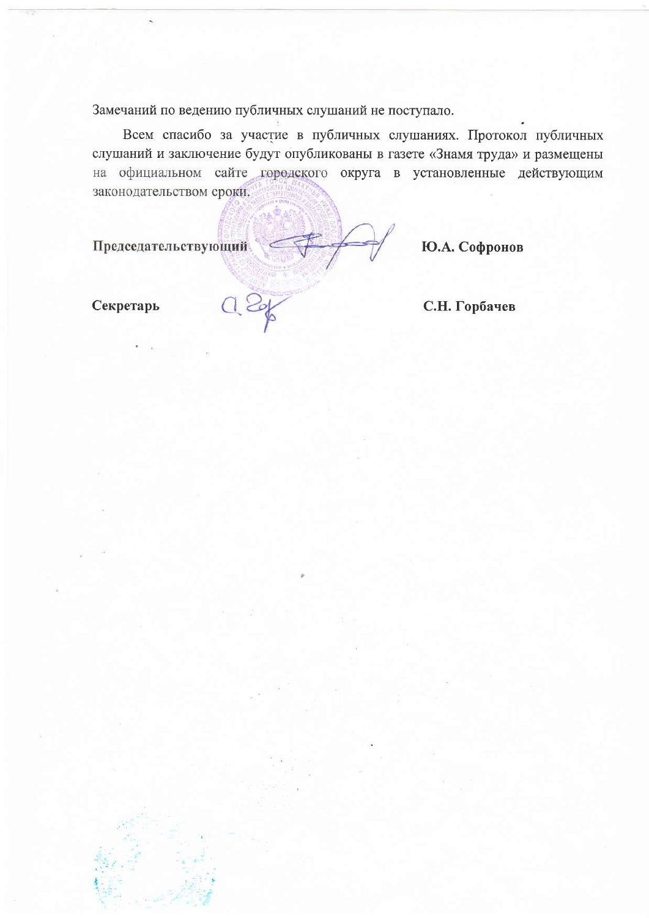Замечаний по ведению публичных слушаний не поступало.

Всем спасибо за участие в публичных слушаниях. Протокол публичных слушаний и заключение будут опубликованы в газете «Знамя труда» и размещены на официальном сайте городского округа в установленные действующим законодательством сроки.

| | |
|---|---|
| **Председательствующий** | **Ю.А. Софронов** |
| **Секретарь** | **С.Н. Горбачев** |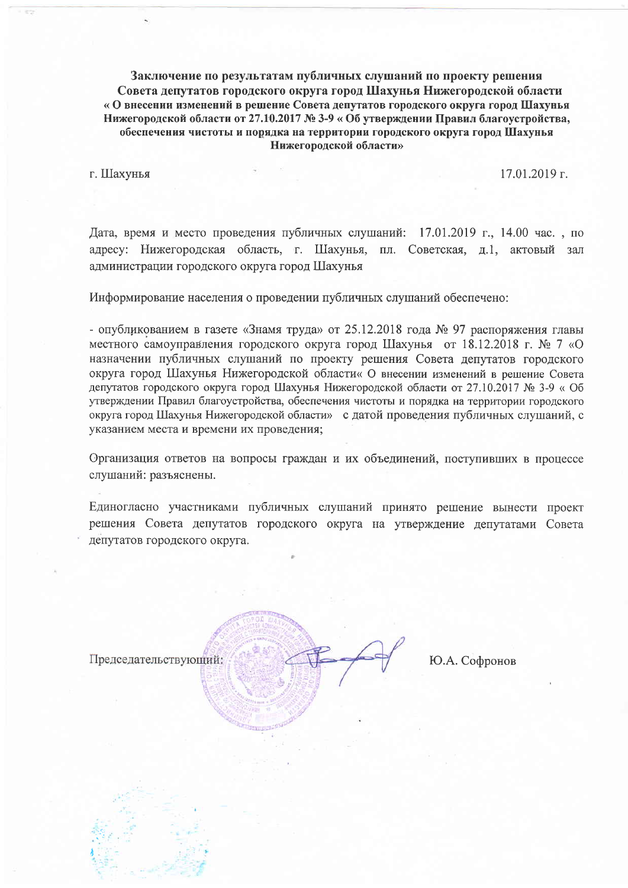**Заключение по результатам публичных слушаний по проекту решения Совета депутатов городского округа город Шахунья Нижегородской области « О внесении изменений в решение Совета депутатов городского округа город Шахунья Нижегородской области от 27.10.2017 № 3-9 « Об утверждении Правил благоустройства, обеспечения чистоты и порядка на территории городского округа город Шахунья Нижегородской области»**

г. Шахунья 17.01.2019 г.

Дата, время и место проведения публичных слушаний: 17.01.2019 г., 14.00 час. , по адресу: Нижегородская область, г. Шахунья, пл. Советская, д.1, актовый зал администрации городского округа город Шахунья

Информирование населения о проведении публичных слушаний обеспечено:

- опубликованием в газете «Знамя труда» от 25.12.2018 года № 97 распоряжения главы местного самоуправления городского округа город Шахунья от 18.12.2018 г. № 7 «О назначении публичных слушаний по проекту решения Совета депутатов городского округа город Шахунья Нижегородской области« О внесении изменений в решение Совета депутатов городского округа город Шахунья Нижегородской области от 27.10.2017 № 3-9 « Об утверждении Правил благоустройства, обеспечения чистоты и порядка на территории городского округа город Шахунья Нижегородской области» с датой проведения публичных слушаний, с указанием места и времени их проведения;

Организация ответов на вопросы граждан и их объединений, поступивших в процессе слушаний: разъяснены.

Единогласно участниками публичных слушаний принято решение вынести проект решения Совета депутатов городского округа на утверждение депутатами Совета депутатов городского округа.

Председательствующий: Ю.А. Софронов